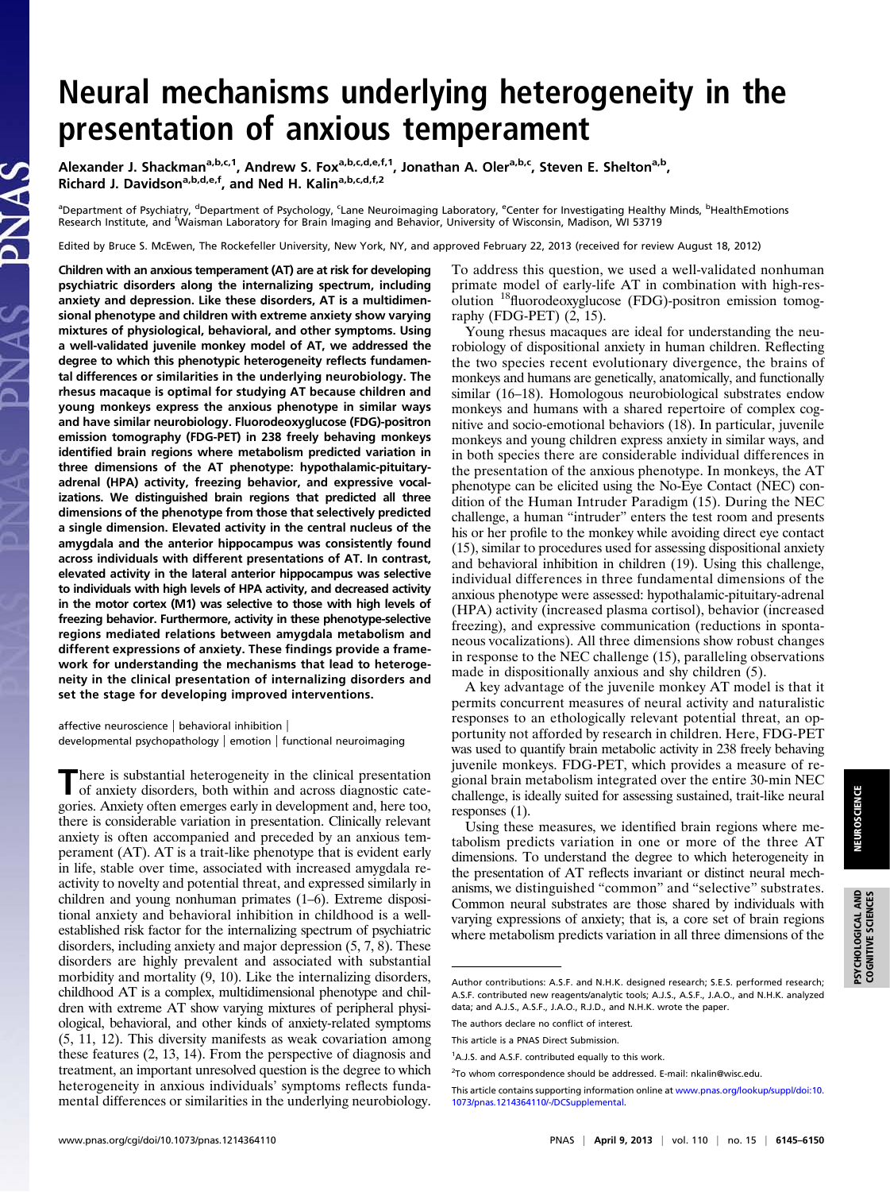# Neural mechanisms underlying heterogeneity in the presentation of anxious temperament

Alexander J. Shackman[a,b,c,1], Andrew S. Fox[a,b,c,d,e,f,1], Jonathan A. Oler[a,b,c], Steven E. Shelton[a,b], Richard J. Davidson[a,b,d,e,f], and Ned H. Kalin[a,b,c,d,f,2]

[a]Department of Psychiatry, [d]Department of Psychology, [c]Lane Neuroimaging Laboratory, [e]Center for Investigating Healthy Minds, [b]HealthEmotions Research Institute, and [f]Waisman Laboratory for Brain Imaging and Behavior, University of Wisconsin, Madison, WI 53719

Edited by Bruce S. McEwen, The Rockefeller University, New York, NY, and approved February 22, 2013 (received for review August 18, 2012)

**Children with an anxious temperament (AT) are at risk for developing psychiatric disorders along the internalizing spectrum, including anxiety and depression. Like these disorders, AT is a multidimensional phenotype and children with extreme anxiety show varying mixtures of physiological, behavioral, and other symptoms. Using a well-validated juvenile monkey model of AT, we addressed the degree to which this phenotypic heterogeneity reflects fundamental differences or similarities in the underlying neurobiology. The rhesus macaque is optimal for studying AT because children and young monkeys express the anxious phenotype in similar ways and have similar neurobiology. Fluorodeoxyglucose (FDG)-positron emission tomography (FDG-PET) in 238 freely behaving monkeys identified brain regions where metabolism predicted variation in three dimensions of the AT phenotype: hypothalamic-pituitary-adrenal (HPA) activity, freezing behavior, and expressive vocalizations. We distinguished brain regions that predicted all three dimensions of the phenotype from those that selectively predicted a single dimension. Elevated activity in the central nucleus of the amygdala and the anterior hippocampus was consistently found across individuals with different presentations of AT. In contrast, elevated activity in the lateral anterior hippocampus was selective to individuals with high levels of HPA activity, and decreased activity in the motor cortex (M1) was selective to those with high levels of freezing behavior. Furthermore, activity in these phenotype-selective regions mediated relations between amygdala metabolism and different expressions of anxiety. These findings provide a framework for understanding the mechanisms that lead to heterogeneity in the clinical presentation of internalizing disorders and set the stage for developing improved interventions.**

affective neuroscience | behavioral inhibition | developmental psychopathology | emotion | functional neuroimaging

There is substantial heterogeneity in the clinical presentation of anxiety disorders, both within and across diagnostic categories. Anxiety often emerges early in development and, here too, there is considerable variation in presentation. Clinically relevant anxiety is often accompanied and preceded by an anxious temperament (AT). AT is a trait-like phenotype that is evident early in life, stable over time, associated with increased amygdala reactivity to novelty and potential threat, and expressed similarly in children and young nonhuman primates (1–6). Extreme dispositional anxiety and behavioral inhibition in childhood is a well-established risk factor for the internalizing spectrum of psychiatric disorders, including anxiety and major depression (5, 7, 8). These disorders are highly prevalent and associated with substantial morbidity and mortality (9, 10). Like the internalizing disorders, childhood AT is a complex, multidimensional phenotype and children with extreme AT show varying mixtures of peripheral physiological, behavioral, and other kinds of anxiety-related symptoms (5, 11, 12). This diversity manifests as weak covariation among these features (2, 13, 14). From the perspective of diagnosis and treatment, an important unresolved question is the degree to which heterogeneity in anxious individuals' symptoms reflects fundamental differences or similarities in the underlying neurobiology. To address this question, we used a well-validated nonhuman primate model of early-life AT in combination with high-resolution $^{18}$fluorodeoxyglucose (FDG)-positron emission tomography (FDG-PET) (2, 15).

Young rhesus macaques are ideal for understanding the neurobiology of dispositional anxiety in human children. Reflecting the two species recent evolutionary divergence, the brains of monkeys and humans are genetically, anatomically, and functionally similar (16–18). Homologous neurobiological substrates endow monkeys and humans with a shared repertoire of complex cognitive and socio-emotional behaviors (18). In particular, juvenile monkeys and young children express anxiety in similar ways, and in both species there are considerable individual differences in the presentation of the anxious phenotype. In monkeys, the AT phenotype can be elicited using the No-Eye Contact (NEC) condition of the Human Intruder Paradigm (15). During the NEC challenge, a human "intruder" enters the test room and presents his or her profile to the monkey while avoiding direct eye contact (15), similar to procedures used for assessing dispositional anxiety and behavioral inhibition in children (19). Using this challenge, individual differences in three fundamental dimensions of the anxious phenotype were assessed: hypothalamic-pituitary-adrenal (HPA) activity (increased plasma cortisol), behavior (increased freezing), and expressive communication (reductions in spontaneous vocalizations). All three dimensions show robust changes in response to the NEC challenge (15), paralleling observations made in dispositionally anxious and shy children (5).

A key advantage of the juvenile monkey AT model is that it permits concurrent measures of neural activity and naturalistic responses to an ethologically relevant potential threat, an opportunity not afforded by research in children. Here, FDG-PET was used to quantify brain metabolic activity in 238 freely behaving juvenile monkeys. FDG-PET, which provides a measure of regional brain metabolism integrated over the entire 30-min NEC challenge, is ideally suited for assessing sustained, trait-like neural responses (1).

Using these measures, we identified brain regions where metabolism predicts variation in one or more of the three AT dimensions. To understand the degree to which heterogeneity in the presentation of AT reflects invariant or distinct neural mechanisms, we distinguished "common" and "selective" substrates. Common neural substrates are those shared by individuals with varying expressions of anxiety; that is, a core set of brain regions where metabolism predicts variation in all three dimensions of the

Author contributions: A.S.F. and N.H.K. designed research; S.E.S. performed research; A.S.F. contributed new reagents/analytic tools; A.J.S., A.S.F., J.A.O., and N.H.K. analyzed data; and A.J.S., A.S.F., J.A.O., R.J.D., and N.H.K. wrote the paper.

The authors declare no conflict of interest.

This article is a PNAS Direct Submission.

[1]A.J.S. and A.S.F. contributed equally to this work.

[2]To whom correspondence should be addressed. E-mail: nkalin@wisc.edu.

This article contains supporting information online at www.pnas.org/lookup/suppl/doi:10.1073/pnas.1214364110/-/DCSupplemental.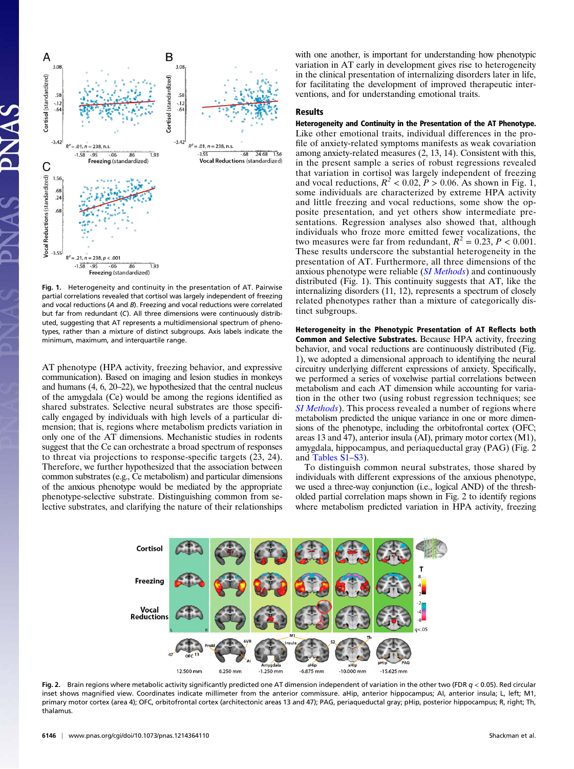Fig. 1. Heterogeneity and continuity in the presentation of AT. Pairwise partial correlations revealed that cortisol was largely independent of freezing and vocal reductions (*A* and *B*). Freezing and vocal reductions were correlated but far from redundant (*C*). All three dimensions were continuously distributed, suggesting that AT represents a multidimensional spectrum of phenotypes, rather than a mixture of distinct subgroups. Axis labels indicate the minimum, maximum, and interquartile range.

AT phenotype (HPA activity, freezing behavior, and expressive communication). Based on imaging and lesion studies in monkeys and humans (4, 6, 20–22), we hypothesized that the central nucleus of the amygdala (Ce) would be among the regions identified as shared substrates. Selective neural substrates are those specifically engaged by individuals with high levels of a particular dimension; that is, regions where metabolism predicts variation in only one of the AT dimensions. Mechanistic studies in rodents suggest that the Ce can orchestrate a broad spectrum of responses to threat via projections to response-specific targets (23, 24). Therefore, we further hypothesized that the association between common substrates (e.g., Ce metabolism) and particular dimensions of the anxious phenotype would be mediated by the appropriate phenotype-selective substrate. Distinguishing common from selective substrates, and clarifying the nature of their relationships with one another, is important for understanding how phenotypic variation in AT early in development gives rise to heterogeneity in the clinical presentation of internalizing disorders later in life, for facilitating the development of improved therapeutic interventions, and for understanding emotional traits.

## Results

**Heterogeneity and Continuity in the Presentation of the AT Phenotype.** Like other emotional traits, individual differences in the profile of anxiety-related symptoms manifests as weak covariation among anxiety-related measures (2, 13, 14). Consistent with this, in the present sample a series of robust regressions revealed that variation in cortisol was largely independent of freezing and vocal reductions, $R^2 < 0.02$, $P > 0.06$. As shown in Fig. 1, some individuals are characterized by extreme HPA activity and little freezing and vocal reductions, some show the opposite presentation, and yet others show intermediate presentations. Regression analyses also showed that, although individuals who froze more emitted fewer vocalizations, the two measures were far from redundant, $R^2 = 0.23$, $P < 0.001$. These results underscore the substantial heterogeneity in the presentation of AT. Furthermore, all three dimensions of the anxious phenotype were reliable (*SI Methods*) and continuously distributed (Fig. 1). This continuity suggests that AT, like the internalizing disorders (11, 12), represents a spectrum of closely related phenotypes rather than a mixture of categorically distinct subgroups.

**Heterogeneity in the Phenotypic Presentation of AT Reflects both Common and Selective Substrates.** Because HPA activity, freezing behavior, and vocal reductions are continuously distributed (Fig. 1), we adopted a dimensional approach to identifying the neural circuitry underlying different expressions of anxiety. Specifically, we performed a series of voxelwise partial correlations between metabolism and each AT dimension while accounting for variation in the other two (using robust regression techniques; see *SI Methods*). This process revealed a number of regions where metabolism predicted the unique variance in one or more dimensions of the phenotype, including the orbitofrontal cortex (OFC; areas 13 and 47), anterior insula (AI), primary motor cortex (M1), amygdala, hippocampus, and periaqueductal gray (PAG) (Fig. 2 and Tables S1–S3).

To distinguish common neural substrates, those shared by individuals with different expressions of the anxious phenotype, we used a three-way conjunction (i.e., logical AND) of the thresholded partial correlation maps shown in Fig. 2 to identify regions where metabolism predicted variation in HPA activity, freezing

Fig. 2. Brain regions where metabolic activity significantly predicted one AT dimension independent of variation in the other two (FDR $q < 0.05$). Red circular inset shows magnified view. Coordinates indicate millimeter from the anterior commissure. aHip, anterior hippocampus; AI, anterior insula; L, left; M1, primary motor cortex (area 4); OFC, orbitofrontal cortex (architectonic areas 13 and 47); PAG, periaqueductal gray; pHip, posterior hippocampus; R, right; Th, thalamus.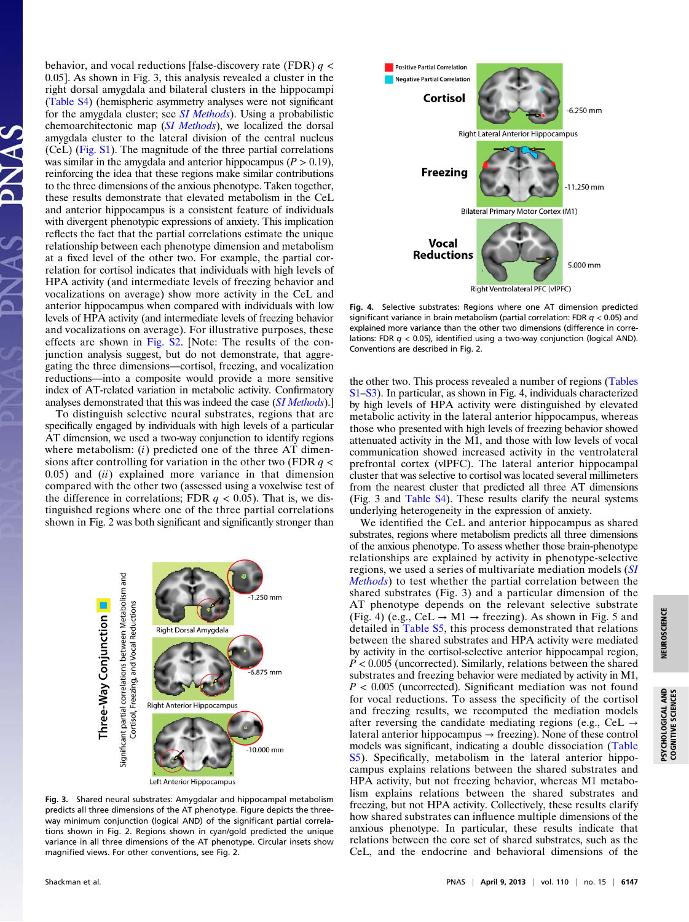behavior, and vocal reductions [false-discovery rate (FDR) $q < 0.05$]. As shown in Fig. 3, this analysis revealed a cluster in the right dorsal amygdala and bilateral clusters in the hippocampi (Table S4) (hemispheric asymmetry analyses were not significant for the amygdala cluster; see *SI Methods*). Using a probabilistic chemoarchitectonic map (*SI Methods*), we localized the dorsal amygdala cluster to the lateral division of the central nucleus (CeL) (Fig. S1). The magnitude of the three partial correlations was similar in the amygdala and anterior hippocampus ($P > 0.19$), reinforcing the idea that these regions make similar contributions to the three dimensions of the anxious phenotype. Taken together, these results demonstrate that elevated metabolism in the CeL and anterior hippocampus is a consistent feature of individuals with divergent phenotypic expressions of anxiety. This implication reflects the fact that the partial correlations estimate the unique relationship between each phenotype dimension and metabolism at a fixed level of the other two. For example, the partial correlation for cortisol indicates that individuals with high levels of HPA activity (and intermediate levels of freezing behavior and vocalizations on average) show more activity in the CeL and anterior hippocampus when compared with individuals with low levels of HPA activity (and intermediate levels of freezing behavior and vocalizations on average). For illustrative purposes, these effects are shown in Fig. S2. [Note: The results of the conjunction analysis suggest, but do not demonstrate, that aggregating the three dimensions—cortisol, freezing, and vocalization reductions—into a composite would provide a more sensitive index of AT-related variation in metabolic activity. Confirmatory analyses demonstrated that this was indeed the case (*SI Methods*).]

To distinguish selective neural substrates, regions that are specifically engaged by individuals with high levels of a particular AT dimension, we used a two-way conjunction to identify regions where metabolism: (*i*) predicted one of the three AT dimensions after controlling for variation in the other two (FDR $q < 0.05$) and (*ii*) explained more variance in that dimension compared with the other two (assessed using a voxelwise test of the difference in correlations; FDR $q < 0.05$). That is, we distinguished regions where one of the three partial correlations shown in Fig. 2 was both significant and significantly stronger than the other two. This process revealed a number of regions (Tables S1–S3). In particular, as shown in Fig. 4, individuals characterized by high levels of HPA activity were distinguished by elevated metabolic activity in the lateral anterior hippocampus, whereas those who presented with high levels of freezing behavior showed attenuated activity in the M1, and those with low levels of vocal communication showed increased activity in the ventrolateral prefrontal cortex (vlPFC). The lateral anterior hippocampal cluster that was selective to cortisol was located several millimeters from the nearest cluster that predicted all three AT dimensions (Fig. 3 and Table S4). These results clarify the neural systems underlying heterogeneity in the expression of anxiety.

Fig. 3. Shared neural substrates: Amygdalar and hippocampal metabolism predicts all three dimensions of the AT phenotype. Figure depicts the three-way minimum conjunction (logical AND) of the significant partial correlations shown in Fig. 2. Regions shown in cyan/gold predicted the unique variance in all three dimensions of the AT phenotype. Circular insets show magnified views. For other conventions, see Fig. 2.

Fig. 4. Selective substrates: Regions where one AT dimension predicted significant variance in brain metabolism (partial correlation: FDR $q < 0.05$) and explained more variance than the other two dimensions (difference in correlations: FDR $q < 0.05$), identified using a two-way conjunction (logical AND). Conventions are described in Fig. 2.

We identified the CeL and anterior hippocampus as shared substrates, regions where metabolism predicts all three dimensions of the anxious phenotype. To assess whether those brain-phenotype relationships are explained by activity in phenotype-selective regions, we used a series of multivariate mediation models (*SI Methods*) to test whether the partial correlation between the shared substrates (Fig. 3) and a particular dimension of the AT phenotype depends on the relevant selective substrate (Fig. 4) (e.g., CeL → M1 → freezing). As shown in Fig. 5 and detailed in Table S5, this process demonstrated that relations between the shared substrates and HPA activity were mediated by activity in the cortisol-selective anterior hippocampal region, $P < 0.005$ (uncorrected). Similarly, relations between the shared substrates and freezing behavior were mediated by activity in M1, $P < 0.005$ (uncorrected). Significant mediation was not found for vocal reductions. To assess the specificity of the cortisol and freezing results, we recomputed the mediation models after reversing the candidate mediating regions (e.g., CeL → lateral anterior hippocampus → freezing). None of these control models was significant, indicating a double dissociation (Table S5). Specifically, metabolism in the lateral anterior hippocampus explains relations between the shared substrates and HPA activity, but not freezing behavior, whereas M1 metabolism explains relations between the shared substrates and freezing, but not HPA activity. Collectively, these results clarify how shared substrates can influence multiple dimensions of the anxious phenotype. In particular, these results indicate that relations between the core set of shared substrates, such as the CeL, and the endocrine and behavioral dimensions of the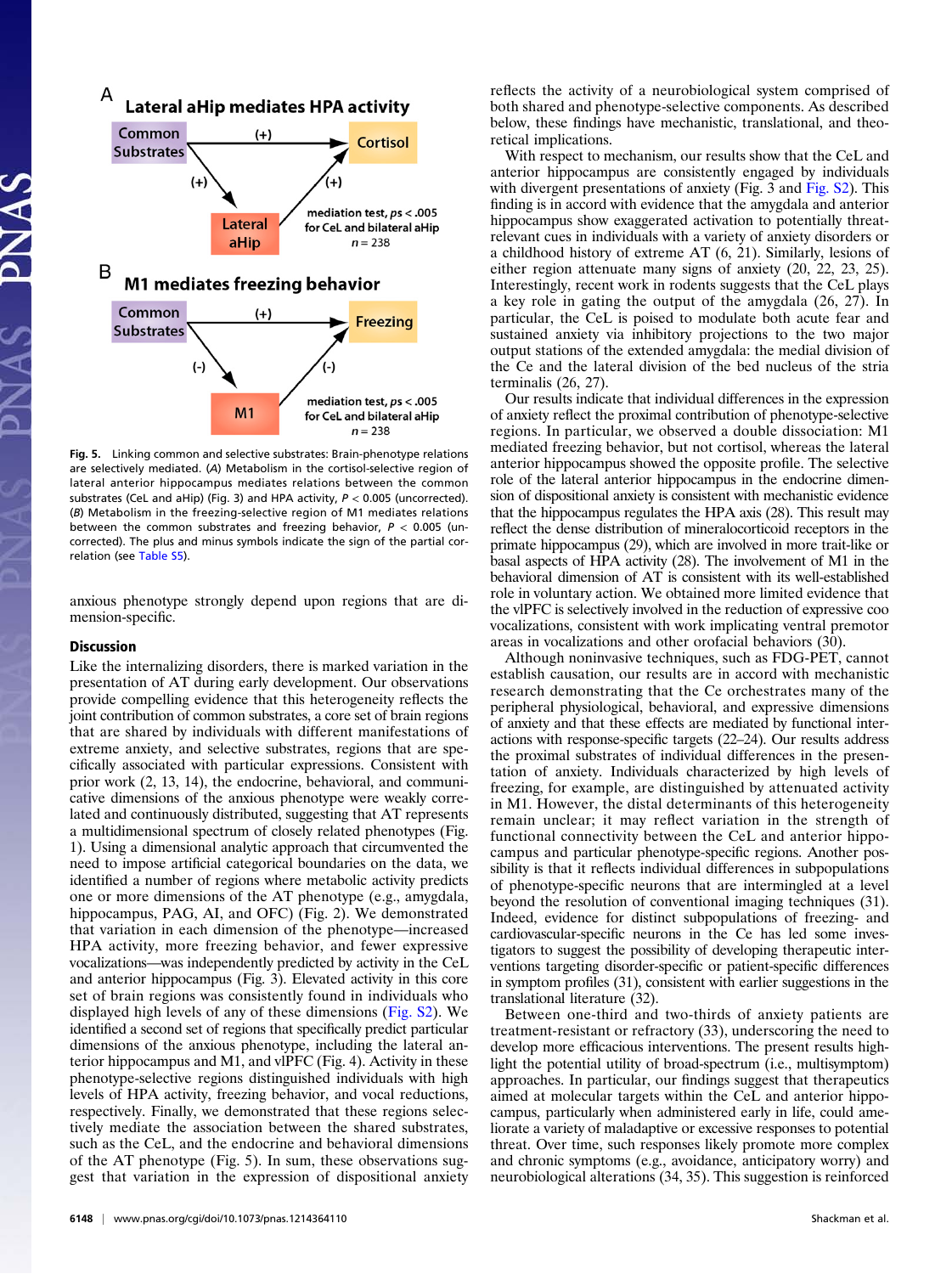**A** **Lateral aHip mediates HPA activity**

Common Substrates —(+)→ Cortisol

Common Substrates —(+)→ Lateral aHip —(+)→ Cortisol

mediation test, ps < .005 for CeL and bilateral aHip $n = 238$

**B** **M1 mediates freezing behavior**

Common Substrates —(+)→ Freezing

Common Substrates —(-)→ M1 —(-)→ Freezing

mediation test, ps < .005 for CeL and bilateral aHip $n = 238$

**Fig. 5.** Linking common and selective substrates: Brain-phenotype relations are selectively mediated. (*A*) Metabolism in the cortisol-selective region of lateral anterior hippocampus mediates relations between the common substrates (CeL and aHip) (Fig. 3) and HPA activity, $P < 0.005$ (uncorrected). (*B*) Metabolism in the freezing-selective region of M1 mediates relations between the common substrates and freezing behavior, $P < 0.005$ (uncorrected). The plus and minus symbols indicate the sign of the partial correlation (see Table S5).

anxious phenotype strongly depend upon regions that are dimension-specific.

## Discussion

Like the internalizing disorders, there is marked variation in the presentation of AT during early development. Our observations provide compelling evidence that this heterogeneity reflects the joint contribution of common substrates, a core set of brain regions that are shared by individuals with different manifestations of extreme anxiety, and selective substrates, regions that are specifically associated with particular expressions. Consistent with prior work (2, 13, 14), the endocrine, behavioral, and communicative dimensions of the anxious phenotype were weakly correlated and continuously distributed, suggesting that AT represents a multidimensional spectrum of closely related phenotypes (Fig. 1). Using a dimensional analytic approach that circumvented the need to impose artificial categorical boundaries on the data, we identified a number of regions where metabolic activity predicts one or more dimensions of the AT phenotype (e.g., amygdala, hippocampus, PAG, AI, and OFC) (Fig. 2). We demonstrated that variation in each dimension of the phenotype—increased HPA activity, more freezing behavior, and fewer expressive vocalizations—was independently predicted by activity in the CeL and anterior hippocampus (Fig. 3). Elevated activity in this core set of brain regions was consistently found in individuals who displayed high levels of any of these dimensions (Fig. S2). We identified a second set of regions that specifically predict particular dimensions of the anxious phenotype, including the lateral anterior hippocampus and M1, and vlPFC (Fig. 4). Activity in these phenotype-selective regions distinguished individuals with high levels of HPA activity, freezing behavior, and vocal reductions, respectively. Finally, we demonstrated that these regions selectively mediate the association between the shared substrates, such as the CeL, and the endocrine and behavioral dimensions of the AT phenotype (Fig. 5). In sum, these observations suggest that variation in the expression of dispositional anxiety reflects the activity of a neurobiological system comprised of both shared and phenotype-selective components. As described below, these findings have mechanistic, translational, and theoretical implications.

With respect to mechanism, our results show that the CeL and anterior hippocampus are consistently engaged by individuals with divergent presentations of anxiety (Fig. 3 and Fig. S2). This finding is in accord with evidence that the amygdala and anterior hippocampus show exaggerated activation to potentially threat-relevant cues in individuals with a variety of anxiety disorders or a childhood history of extreme AT (6, 21). Similarly, lesions of either region attenuate many signs of anxiety (20, 22, 23, 25). Interestingly, recent work in rodents suggests that the CeL plays a key role in gating the output of the amygdala (26, 27). In particular, the CeL is poised to modulate both acute fear and sustained anxiety via inhibitory projections to the two major output stations of the extended amygdala: the medial division of the Ce and the lateral division of the bed nucleus of the stria terminalis (26, 27).

Our results indicate that individual differences in the expression of anxiety reflect the proximal contribution of phenotype-selective regions. In particular, we observed a double dissociation: M1 mediated freezing behavior, but not cortisol, whereas the lateral anterior hippocampus showed the opposite profile. The selective role of the lateral anterior hippocampus in the endocrine dimension of dispositional anxiety is consistent with mechanistic evidence that the hippocampus regulates the HPA axis (28). This result may reflect the dense distribution of mineralocorticoid receptors in the primate hippocampus (29), which are involved in more trait-like or basal aspects of HPA activity (28). The involvement of M1 in the behavioral dimension of AT is consistent with its well-established role in voluntary action. We obtained more limited evidence that the vlPFC is selectively involved in the reduction of expressive coo vocalizations, consistent with work implicating ventral premotor areas in vocalizations and other orofacial behaviors (30).

Although noninvasive techniques, such as FDG-PET, cannot establish causation, our results are in accord with mechanistic research demonstrating that the Ce orchestrates many of the peripheral physiological, behavioral, and expressive dimensions of anxiety and that these effects are mediated by functional interactions with response-specific targets (22–24). Our results address the proximal substrates of individual differences in the presentation of anxiety. Individuals characterized by high levels of freezing, for example, are distinguished by attenuated activity in M1. However, the distal determinants of this heterogeneity remain unclear; it may reflect variation in the strength of functional connectivity between the CeL and anterior hippocampus and particular phenotype-specific regions. Another possibility is that it reflects individual differences in subpopulations of phenotype-specific neurons that are intermingled at a level beyond the resolution of conventional imaging techniques (31). Indeed, evidence for distinct subpopulations of freezing- and cardiovascular-specific neurons in the Ce has led some investigators to suggest the possibility of developing therapeutic interventions targeting disorder-specific or patient-specific differences in symptom profiles (31), consistent with earlier suggestions in the translational literature (32).

Between one-third and two-thirds of anxiety patients are treatment-resistant or refractory (33), underscoring the need to develop more efficacious interventions. The present results highlight the potential utility of broad-spectrum (i.e., multisymptom) approaches. In particular, our findings suggest that therapeutics aimed at molecular targets within the CeL and anterior hippocampus, particularly when administered early in life, could ameliorate a variety of maladaptive or excessive responses to potential threat. Over time, such responses likely promote more complex and chronic symptoms (e.g., avoidance, anticipatory worry) and neurobiological alterations (34, 35). This suggestion is reinforced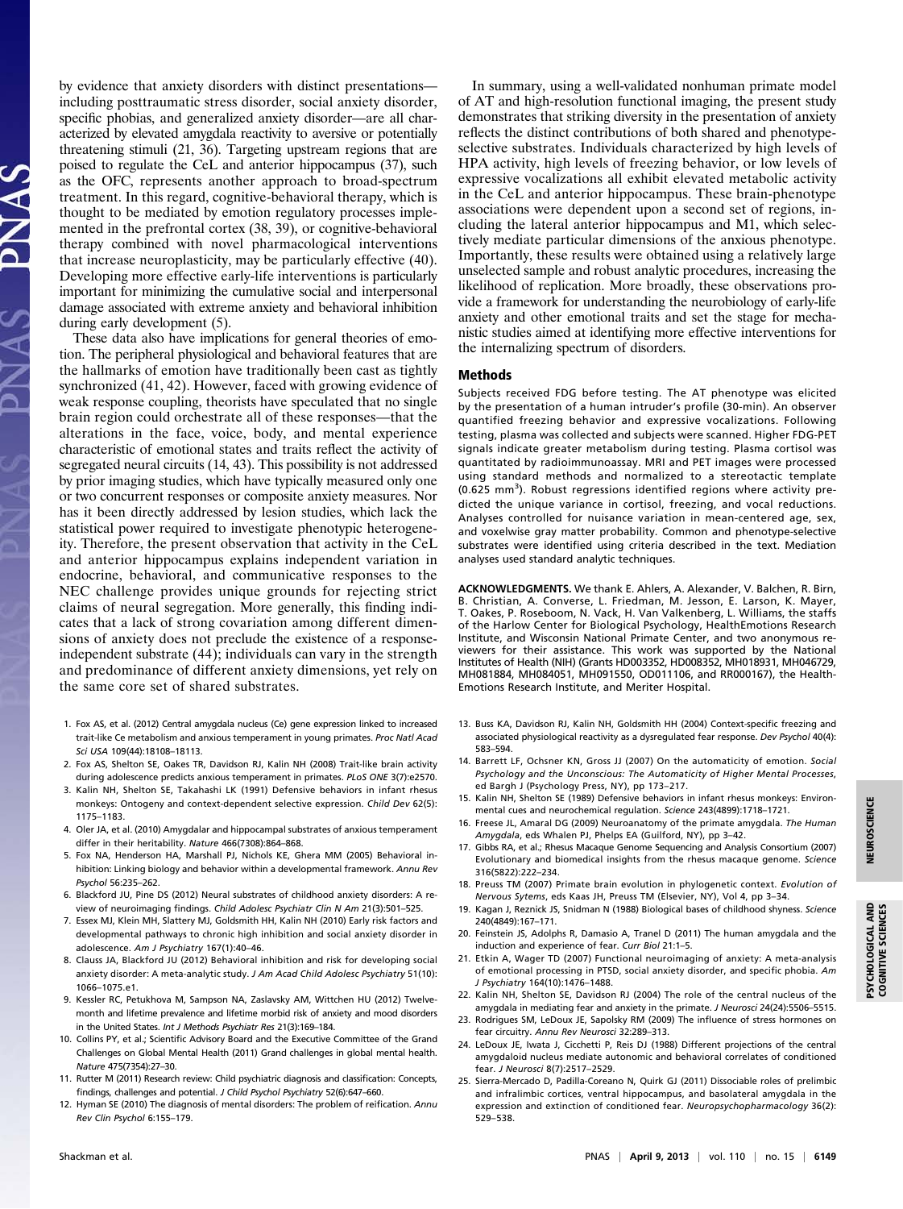by evidence that anxiety disorders with distinct presentations—including posttraumatic stress disorder, social anxiety disorder, specific phobias, and generalized anxiety disorder—are all characterized by elevated amygdala reactivity to aversive or potentially threatening stimuli (21, 36). Targeting upstream regions that are poised to regulate the CeL and anterior hippocampus (37), such as the OFC, represents another approach to broad-spectrum treatment. In this regard, cognitive-behavioral therapy, which is thought to be mediated by emotion regulatory processes implemented in the prefrontal cortex (38, 39), or cognitive-behavioral therapy combined with novel pharmacological interventions that increase neuroplasticity, may be particularly effective (40). Developing more effective early-life interventions is particularly important for minimizing the cumulative social and interpersonal damage associated with extreme anxiety and behavioral inhibition during early development (5).

These data also have implications for general theories of emotion. The peripheral physiological and behavioral features that are the hallmarks of emotion have traditionally been cast as tightly synchronized (41, 42). However, faced with growing evidence of weak response coupling, theorists have speculated that no single brain region could orchestrate all of these responses—that the alterations in the face, voice, body, and mental experience characteristic of emotional states and traits reflect the activity of segregated neural circuits (14, 43). This possibility is not addressed by prior imaging studies, which have typically measured only one or two concurrent responses or composite anxiety measures. Nor has it been directly addressed by lesion studies, which lack the statistical power required to investigate phenotypic heterogeneity. Therefore, the present observation that activity in the CeL and anterior hippocampus explains independent variation in endocrine, behavioral, and communicative responses to the NEC challenge provides unique grounds for rejecting strict claims of neural segregation. More generally, this finding indicates that a lack of strong covariation among different dimensions of anxiety does not preclude the existence of a response-independent substrate (44); individuals can vary in the strength and predominance of different anxiety dimensions, yet rely on the same core set of shared substrates.

In summary, using a well-validated nonhuman primate model of AT and high-resolution functional imaging, the present study demonstrates that striking diversity in the presentation of anxiety reflects the distinct contributions of both shared and phenotype-selective substrates. Individuals characterized by high levels of HPA activity, high levels of freezing behavior, or low levels of expressive vocalizations all exhibit elevated metabolic activity in the CeL and anterior hippocampus. These brain-phenotype associations were dependent upon a second set of regions, including the lateral anterior hippocampus and M1, which selectively mediate particular dimensions of the anxious phenotype. Importantly, these results were obtained using a relatively large unselected sample and robust analytic procedures, increasing the likelihood of replication. More broadly, these observations provide a framework for understanding the neurobiology of early-life anxiety and other emotional traits and set the stage for mechanistic studies aimed at identifying more effective interventions for the internalizing spectrum of disorders.

## Methods

Subjects received FDG before testing. The AT phenotype was elicited by the presentation of a human intruder's profile (30-min). An observer quantified freezing behavior and expressive vocalizations. Following testing, plasma was collected and subjects were scanned. Higher FDG-PET signals indicate greater metabolism during testing. Plasma cortisol was quantitated by radioimmunoassay. MRI and PET images were processed using standard methods and normalized to a stereotactic template (0.625 mm$^3$). Robust regressions identified regions where activity predicted the unique variance in cortisol, freezing, and vocal reductions. Analyses controlled for nuisance variation in mean-centered age, sex, and voxelwise gray matter probability. Common and phenotype-selective substrates were identified using criteria described in the text. Mediation analyses used standard analytic techniques.

**ACKNOWLEDGMENTS.** We thank E. Ahlers, A. Alexander, V. Balchen, R. Birn, B. Christian, A. Converse, L. Friedman, M. Jesson, E. Larson, K. Mayer, T. Oakes, P. Roseboom, N. Vack, H. Van Valkenberg, L. Williams, the staffs of the Harlow Center for Biological Psychology, HealthEmotions Research Institute, and Wisconsin National Primate Center, and two anonymous reviewers for their assistance. This work was supported by the National Institutes of Health (NIH) (Grants HD003352, HD008352, MH018931, MH046729, MH081884, MH084051, MH091550, OD011106, and RR000167), the HealthEmotions Research Institute, and Meriter Hospital.

1. Fox AS, et al. (2012) Central amygdala nucleus (Ce) gene expression linked to increased trait-like Ce metabolism and anxious temperament in young primates. *Proc Natl Acad Sci USA* 109(44):18108–18113.
2. Fox AS, Shelton SE, Oakes TR, Davidson RJ, Kalin NH (2008) Trait-like brain activity during adolescence predicts anxious temperament in primates. *PLoS ONE* 3(7):e2570.
3. Kalin NH, Shelton SE, Takahashi LK (1991) Defensive behaviors in infant rhesus monkeys: Ontogeny and context-dependent selective expression. *Child Dev* 62(5): 1175–1183.
4. Oler JA, et al. (2010) Amygdalar and hippocampal substrates of anxious temperament differ in their heritability. *Nature* 466(7308):864–868.
5. Fox NA, Henderson HA, Marshall PJ, Nichols KE, Ghera MM (2005) Behavioral inhibition: Linking biology and behavior within a developmental framework. *Annu Rev Psychol* 56:235–262.
6. Blackford JU, Pine DS (2012) Neural substrates of childhood anxiety disorders: A review of neuroimaging findings. *Child Adolesc Psychiatr Clin N Am* 21(3):501–525.
7. Essex MJ, Klein MH, Slattery MJ, Goldsmith HH, Kalin NH (2010) Early risk factors and developmental pathways to chronic high inhibition and social anxiety disorder in adolescence. *Am J Psychiatry* 167(1):40–46.
8. Clauss JA, Blackford JU (2012) Behavioral inhibition and risk for developing social anxiety disorder: A meta-analytic study. *J Am Acad Child Adolesc Psychiatry* 51(10): 1066–1075.e1.
9. Kessler RC, Petukhova M, Sampson NA, Zaslavsky AM, Wittchen HU (2012) Twelve-month and lifetime prevalence and lifetime morbid risk of anxiety and mood disorders in the United States. *Int J Methods Psychiatr Res* 21(3):169–184.
10. Collins PY, et al.; Scientific Advisory Board and the Executive Committee of the Grand Challenges on Global Mental Health (2011) Grand challenges in global mental health. *Nature* 475(7354):27–30.
11. Rutter M (2011) Research review: Child psychiatric diagnosis and classification: Concepts, findings, challenges and potential. *J Child Psychol Psychiatry* 52(6):647–660.
12. Hyman SE (2010) The diagnosis of mental disorders: The problem of reification. *Annu Rev Clin Psychol* 6:155–179.
13. Buss KA, Davidson RJ, Kalin NH, Goldsmith HH (2004) Context-specific freezing and associated physiological reactivity as a dysregulated fear response. *Dev Psychol* 40(4): 583–594.
14. Barrett LF, Ochsner KN, Gross JJ (2007) On the automaticity of emotion. *Social Psychology and the Unconscious: The Automaticity of Higher Mental Processes*, ed Bargh J (Psychology Press, NY), pp 173–217.
15. Kalin NH, Shelton SE (1989) Defensive behaviors in infant rhesus monkeys: Environmental cues and neurochemical regulation. *Science* 243(4899):1718–1721.
16. Freese JL, Amaral DG (2009) Neuroanatomy of the primate amygdala. *The Human Amygdala*, eds Whalen PJ, Phelps EA (Guilford, NY), pp 3–42.
17. Gibbs RA, et al.; Rhesus Macaque Genome Sequencing and Analysis Consortium (2007) Evolutionary and biomedical insights from the rhesus macaque genome. *Science* 316(5822):222–234.
18. Preuss TM (2007) Primate brain evolution in phylogenetic context. *Evolution of Nervous Sytems*, eds Kaas JH, Preuss TM (Elsevier, NY), Vol 4, pp 3–34.
19. Kagan J, Reznick JS, Snidman N (1988) Biological bases of childhood shyness. *Science* 240(4849):167–171.
20. Feinstein JS, Adolphs R, Damasio A, Tranel D (2011) The human amygdala and the induction and experience of fear. *Curr Biol* 21:1–5.
21. Etkin A, Wager TD (2007) Functional neuroimaging of anxiety: A meta-analysis of emotional processing in PTSD, social anxiety disorder, and specific phobia. *Am J Psychiatry* 164(10):1476–1488.
22. Kalin NH, Shelton SE, Davidson RJ (2004) The role of the central nucleus of the amygdala in mediating fear and anxiety in the primate. *J Neurosci* 24(24):5506–5515.
23. Rodrigues SM, LeDoux JE, Sapolsky RM (2009) The influence of stress hormones on fear circuitry. *Annu Rev Neurosci* 32:289–313.
24. LeDoux JE, Iwata J, Cicchetti P, Reis DJ (1988) Different projections of the central amygdaloid nucleus mediate autonomic and behavioral correlates of conditioned fear. *J Neurosci* 8(7):2517–2529.
25. Sierra-Mercado D, Padilla-Coreano N, Quirk GJ (2011) Dissociable roles of prelimbic and infralimbic cortices, ventral hippocampus, and basolateral amygdala in the expression and extinction of conditioned fear. *Neuropsychopharmacology* 36(2): 529–538.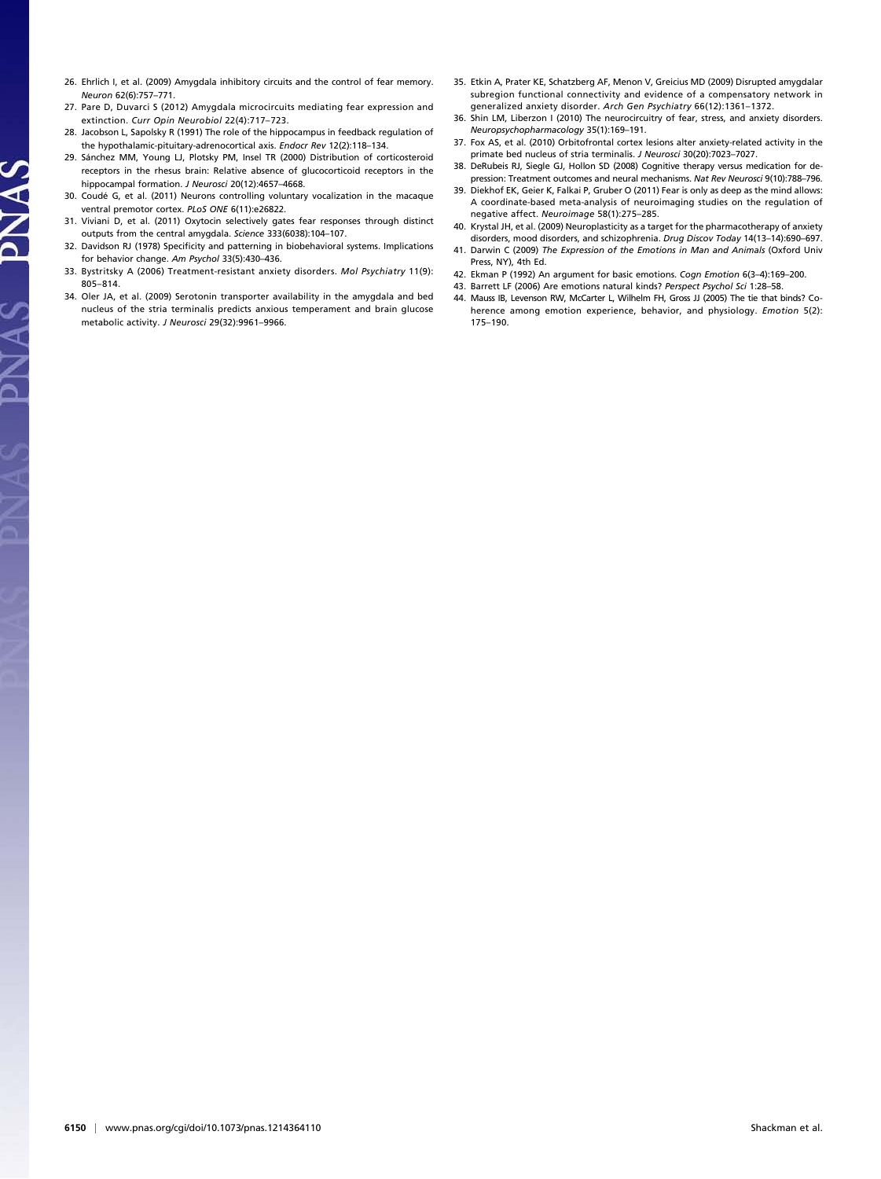26. Ehrlich I, et al. (2009) Amygdala inhibitory circuits and the control of fear memory. *Neuron* 62(6):757–771.
27. Pare D, Duvarci S (2012) Amygdala microcircuits mediating fear expression and extinction. *Curr Opin Neurobiol* 22(4):717–723.
28. Jacobson L, Sapolsky R (1991) The role of the hippocampus in feedback regulation of the hypothalamic-pituitary-adrenocortical axis. *Endocr Rev* 12(2):118–134.
29. Sánchez MM, Young LJ, Plotsky PM, Insel TR (2000) Distribution of corticosteroid receptors in the rhesus brain: Relative absence of glucocorticoid receptors in the hippocampal formation. *J Neurosci* 20(12):4657–4668.
30. Coudé G, et al. (2011) Neurons controlling voluntary vocalization in the macaque ventral premotor cortex. *PLoS ONE* 6(11):e26822.
31. Viviani D, et al. (2011) Oxytocin selectively gates fear responses through distinct outputs from the central amygdala. *Science* 333(6038):104–107.
32. Davidson RJ (1978) Specificity and patterning in biobehavioral systems. Implications for behavior change. *Am Psychol* 33(5):430–436.
33. Bystritsky A (2006) Treatment-resistant anxiety disorders. *Mol Psychiatry* 11(9): 805–814.
34. Oler JA, et al. (2009) Serotonin transporter availability in the amygdala and bed nucleus of the stria terminalis predicts anxious temperament and brain glucose metabolic activity. *J Neurosci* 29(32):9961–9966.
35. Etkin A, Prater KE, Schatzberg AF, Menon V, Greicius MD (2009) Disrupted amygdalar subregion functional connectivity and evidence of a compensatory network in generalized anxiety disorder. *Arch Gen Psychiatry* 66(12):1361–1372.
36. Shin LM, Liberzon I (2010) The neurocircuitry of fear, stress, and anxiety disorders. *Neuropsychopharmacology* 35(1):169–191.
37. Fox AS, et al. (2010) Orbitofrontal cortex lesions alter anxiety-related activity in the primate bed nucleus of stria terminalis. *J Neurosci* 30(20):7023–7027.
38. DeRubeis RJ, Siegle GJ, Hollon SD (2008) Cognitive therapy versus medication for depression: Treatment outcomes and neural mechanisms. *Nat Rev Neurosci* 9(10):788–796.
39. Diekhof EK, Geier K, Falkai P, Gruber O (2011) Fear is only as deep as the mind allows: A coordinate-based meta-analysis of neuroimaging studies on the regulation of negative affect. *Neuroimage* 58(1):275–285.
40. Krystal JH, et al. (2009) Neuroplasticity as a target for the pharmacotherapy of anxiety disorders, mood disorders, and schizophrenia. *Drug Discov Today* 14(13–14):690–697.
41. Darwin C (2009) *The Expression of the Emotions in Man and Animals* (Oxford Univ Press, NY), 4th Ed.
42. Ekman P (1992) An argument for basic emotions. *Cogn Emotion* 6(3–4):169–200.
43. Barrett LF (2006) Are emotions natural kinds? *Perspect Psychol Sci* 1:28–58.
44. Mauss IB, Levenson RW, McCarter L, Wilhelm FH, Gross JJ (2005) The tie that binds? Coherence among emotion experience, behavior, and physiology. *Emotion* 5(2): 175–190.